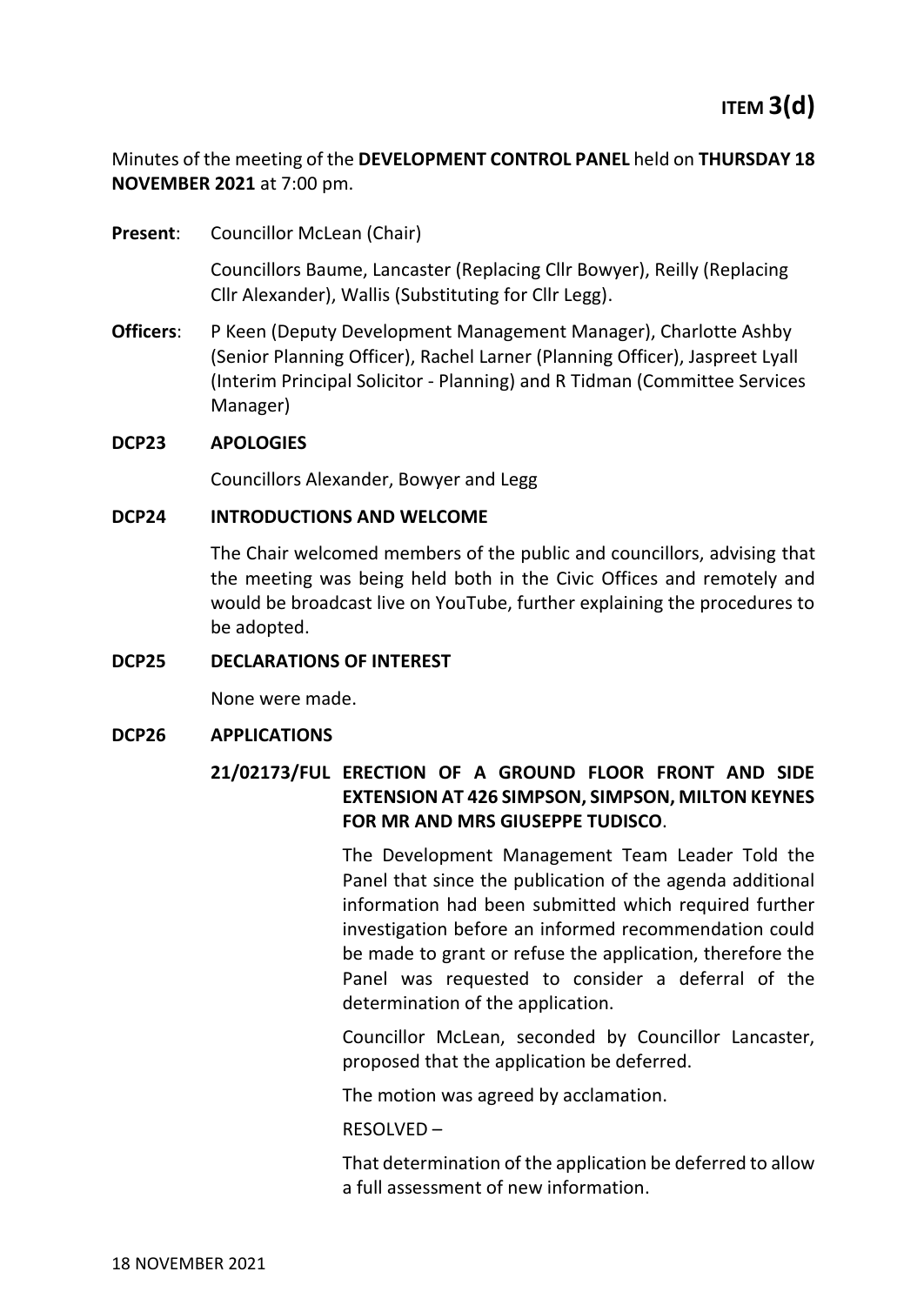# ITEM 3(d)

Minutes of the meeting of the **DEVELOPMENT CONTROL PANEL** held on **THURSDAY 18 NOVEMBER 2021** at 7:00 pm.

**Present**: Councillor McLean (Chair)

Councillors Baume, Lancaster (Replacing Cllr Bowyer), Reilly (Replacing Cllr Alexander), Wallis (Substituting for Cllr Legg).

**Officers**: P Keen (Deputy Development Management Manager), Charlotte Ashby (Senior Planning Officer), Rachel Larner (Planning Officer), Jaspreet Lyall (Interim Principal Solicitor - Planning) and R Tidman (Committee Services Manager)

**DCP23 APOLOGIES**

Councillors Alexander, Bowyer and Legg

**DCP24 INTRODUCTIONS AND WELCOME**

The Chair welcomed members of the public and councillors, advising that the meeting was being held both in the Civic Offices and remotely and would be broadcast live on YouTube, further explaining the procedures to be adopted.

**DCP25 DECLARATIONS OF INTEREST**

None were made.

**DCP26 APPLICATIONS**

**21/02173/FUL ERECTION OF A GROUND FLOOR FRONT AND SIDE EXTENSION AT 426 SIMPSON, SIMPSON, MILTON KEYNES FOR MR AND MRS GIUSEPPE TUDISCO**.

The Development Management Team Leader Told the Panel that since the publication of the agenda additional information had been submitted which required further investigation before an informed recommendation could be made to grant or refuse the application, therefore the Panel was requested to consider a deferral of the determination of the application.

Councillor McLean, seconded by Councillor Lancaster, proposed that the application be deferred.

The motion was agreed by acclamation.

RESOLVED –

That determination of the application be deferred to allow a full assessment of new information.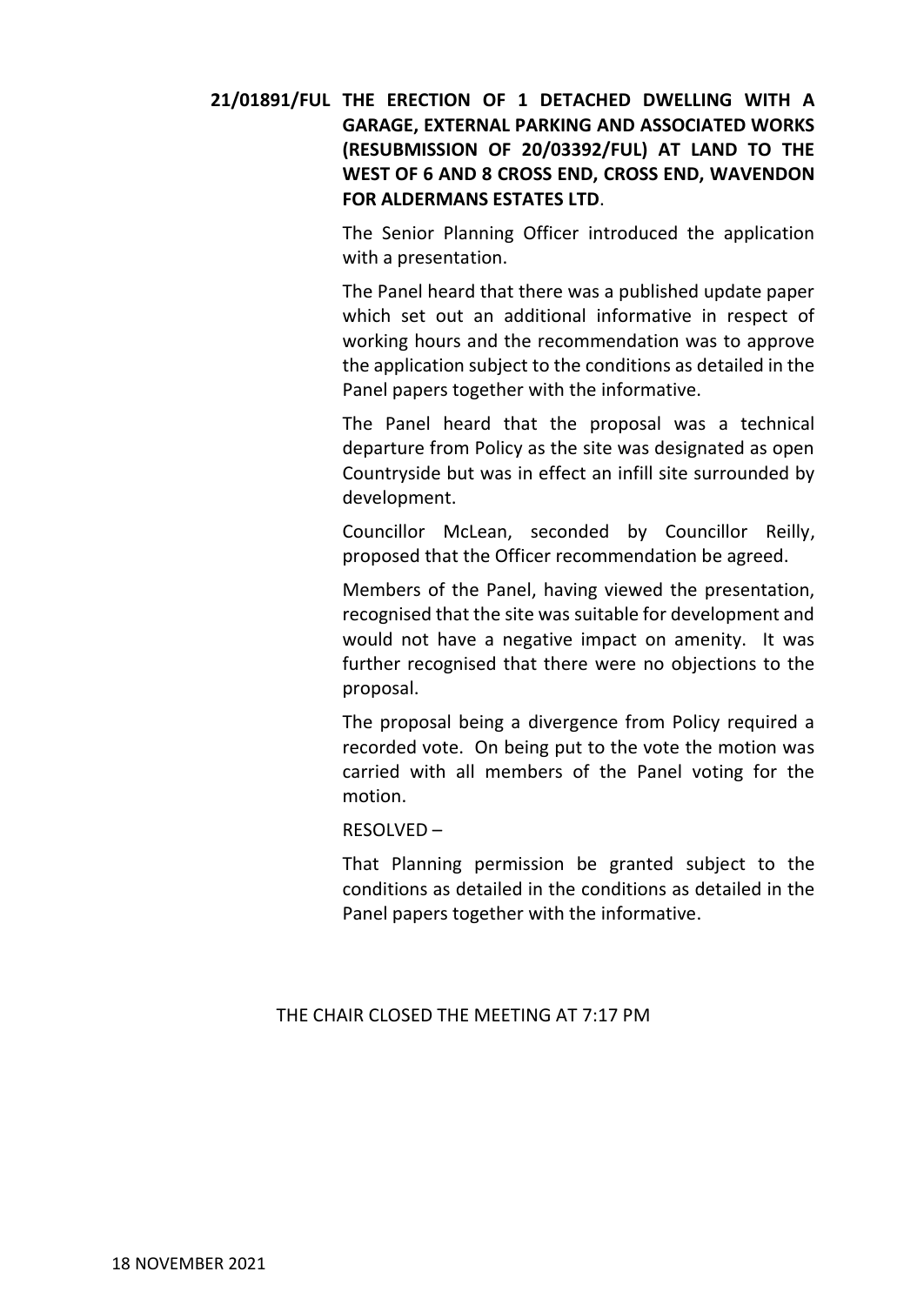**21/01891/FUL THE ERECTION OF 1 DETACHED DWELLING WITH A GARAGE, EXTERNAL PARKING AND ASSOCIATED WORKS (RESUBMISSION OF 20/03392/FUL) AT LAND TO THE WEST OF 6 AND 8 CROSS END, CROSS END, WAVENDON FOR ALDERMANS ESTATES LTD**.

The Senior Planning Officer introduced the application with a presentation.

The Panel heard that there was a published update paper which set out an additional informative in respect of working hours and the recommendation was to approve the application subject to the conditions as detailed in the Panel papers together with the informative.

The Panel heard that the proposal was a technical departure from Policy as the site was designated as open Countryside but was in effect an infill site surrounded by development.

Councillor McLean, seconded by Councillor Reilly, proposed that the Officer recommendation be agreed.

Members of the Panel, having viewed the presentation, recognised that the site was suitable for development and would not have a negative impact on amenity. It was further recognised that there were no objections to the proposal.

The proposal being a divergence from Policy required a recorded vote. On being put to the vote the motion was carried with all members of the Panel voting for the motion.

RESOLVED –

That Planning permission be granted subject to the conditions as detailed in the conditions as detailed in the Panel papers together with the informative.

THE CHAIR CLOSED THE MEETING AT 7:17 PM